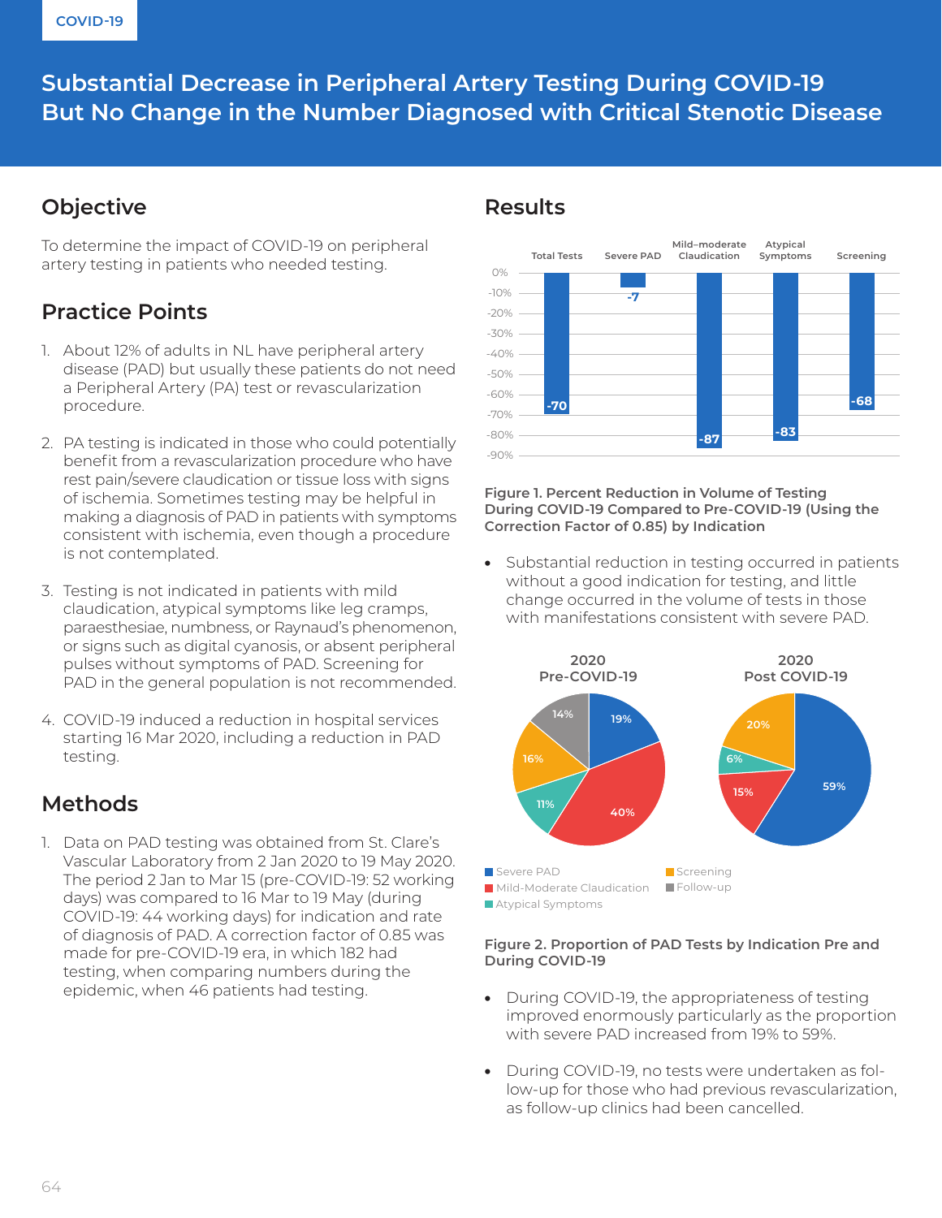COVID-19

# Substantial Decrease in Peripheral Artery Testing During COVID-19 But No Change in the Number Diagnosed with Critical Stenotic Disease

## Objective

To determine the impact of COVID-19 on peripheral artery testing in patients who needed testing.

## Practice Points

1. About 12% of adults in NL have peripheral artery disease (PAD) but usually these patients do not need a Peripheral Artery (PA) test or revascularization procedure.
2. PA testing is indicated in those who could potentially benefit from a revascularization procedure who have rest pain/severe claudication or tissue loss with signs of ischemia. Sometimes testing may be helpful in making a diagnosis of PAD in patients with symptoms consistent with ischemia, even though a procedure is not contemplated.
3. Testing is not indicated in patients with mild claudication, atypical symptoms like leg cramps, paraesthesiae, numbness, or Raynaud's phenomenon, or signs such as digital cyanosis, or absent peripheral pulses without symptoms of PAD. Screening for PAD in the general population is not recommended.
4. COVID-19 induced a reduction in hospital services starting 16 Mar 2020, including a reduction in PAD testing.

## Methods

1. Data on PAD testing was obtained from St. Clare's Vascular Laboratory from 2 Jan 2020 to 19 May 2020. The period 2 Jan to Mar 15 (pre-COVID-19: 52 working days) was compared to 16 Mar to 19 May (during COVID-19: 44 working days) for indication and rate of diagnosis of PAD. A correction factor of 0.85 was made for pre-COVID-19 era, in which 182 had testing, when comparing numbers during the epidemic, when 46 patients had testing.

## Results

Total Tests
Severe PAD
Mild–moderate Claudication
Atypical Symptoms
Screening

0%
-10%
-20%
-30%
-40%
-50%
-60%
-70%
-80%
-90%

-70
-7
-87
-83
-68

**Figure 1. Percent Reduction in Volume of Testing During COVID-19 Compared to Pre-COVID-19 (Using the Correction Factor of 0.85) by Indication**

- Substantial reduction in testing occurred in patients without a good indication for testing, and little change occurred in the volume of tests in those with manifestations consistent with severe PAD.

2020 Pre-COVID-19

19%
40%
11%
16%
14%

2020 Post COVID-19

59%
15%
6%
20%

Severe PAD
Mild-Moderate Claudication
Atypical Symptoms
Screening
Follow-up

**Figure 2. Proportion of PAD Tests by Indication Pre and During COVID-19**

- During COVID-19, the appropriateness of testing improved enormously particularly as the proportion with severe PAD increased from 19% to 59%.
- During COVID-19, no tests were undertaken as follow-up for those who had previous revascularization, as follow-up clinics had been cancelled.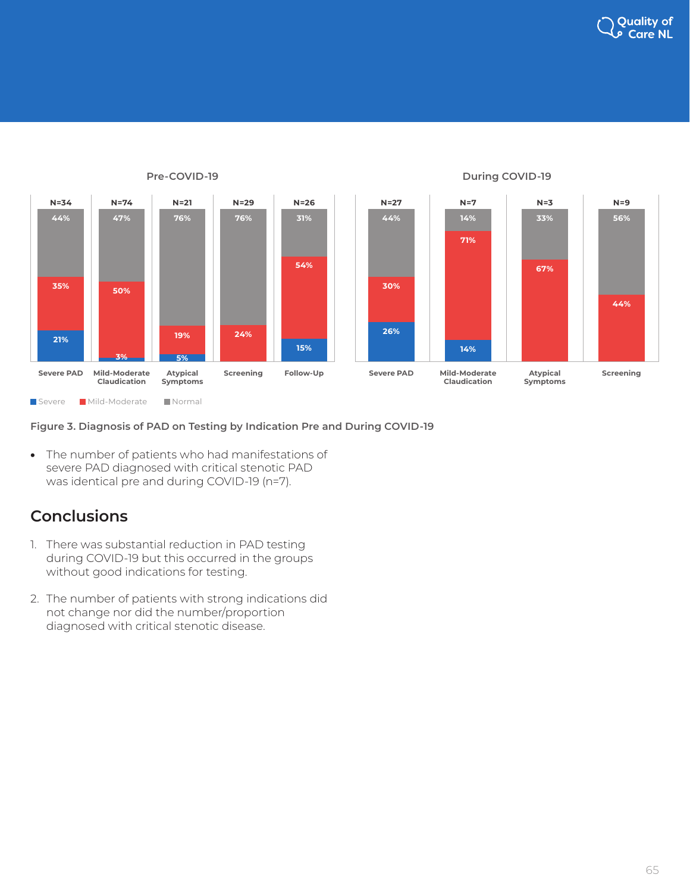Pre-COVID-19

N=34
44%
35%
21%
Severe PAD

N=74
47%
50%
3%
Mild-Moderate Claudication

N=21
76%
19%
5%
Atypical Symptoms

N=29
76%
24%
Screening

N=26
31%
54%
15%
Follow-Up

During COVID-19

N=27
44%
30%
26%
Severe PAD

N=7
14%
71%
14%
Mild-Moderate Claudication

N=3
33%
67%
Atypical Symptoms

N=9
56%
44%
Screening

Severe  Mild-Moderate  Normal

**Figure 3. Diagnosis of PAD on Testing by Indication Pre and During COVID-19**

- The number of patients who had manifestations of severe PAD diagnosed with critical stenotic PAD was identical pre and during COVID-19 (n=7).

## Conclusions

1. There was substantial reduction in PAD testing during COVID-19 but this occurred in the groups without good indications for testing.
2. The number of patients with strong indications did not change nor did the number/proportion diagnosed with critical stenotic disease.